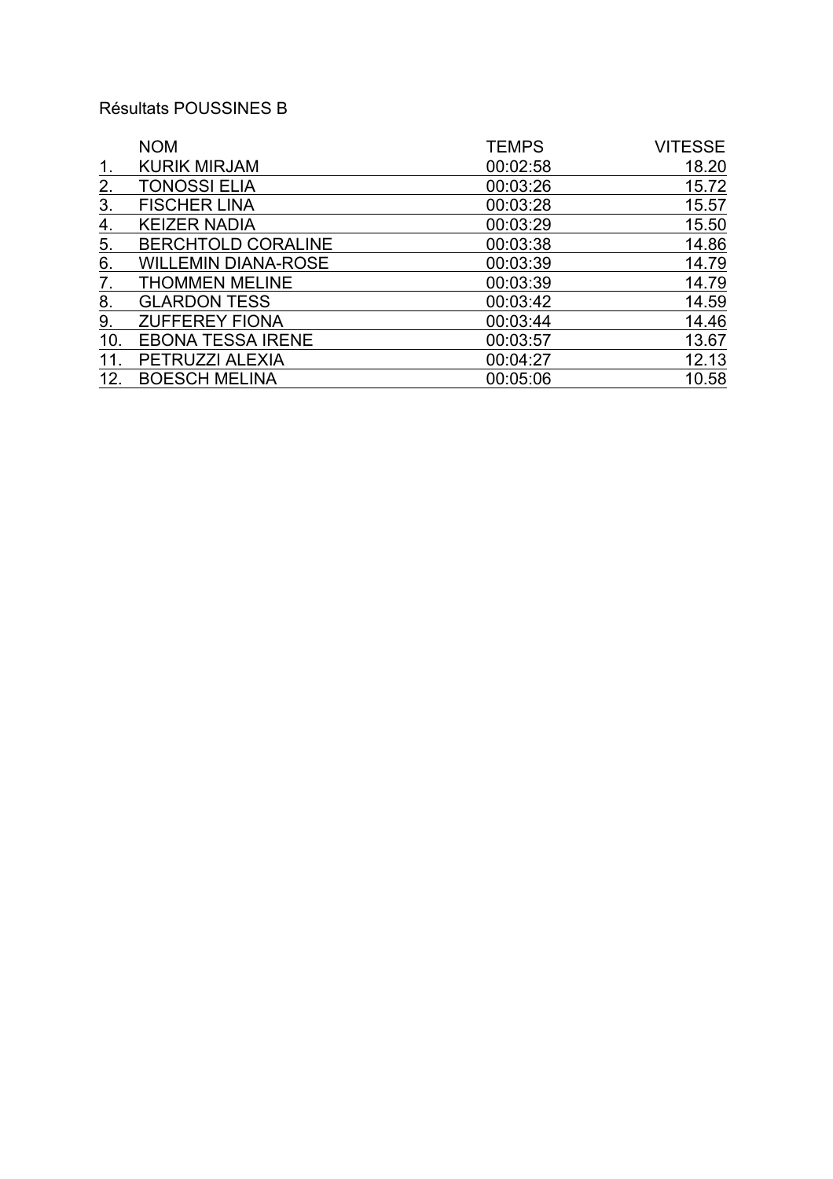Résultats POUSSINES B

| | NOM | TEMPS | VITESSE |
|---|---|---|---|
| 1. | KURIK MIRJAM | 00:02:58 | 18.20 |
| 2. | TONOSSI ELIA | 00:03:26 | 15.72 |
| 3. | FISCHER LINA | 00:03:28 | 15.57 |
| 4. | KEIZER NADIA | 00:03:29 | 15.50 |
| 5. | BERCHTOLD CORALINE | 00:03:38 | 14.86 |
| 6. | WILLEMIN DIANA-ROSE | 00:03:39 | 14.79 |
| 7. | THOMMEN MELINE | 00:03:39 | 14.79 |
| 8. | GLARDON TESS | 00:03:42 | 14.59 |
| 9. | ZUFFEREY FIONA | 00:03:44 | 14.46 |
| 10. | EBONA TESSA IRENE | 00:03:57 | 13.67 |
| 11. | PETRUZZI ALEXIA | 00:04:27 | 12.13 |
| 12. | BOESCH MELINA | 00:05:06 | 10.58 |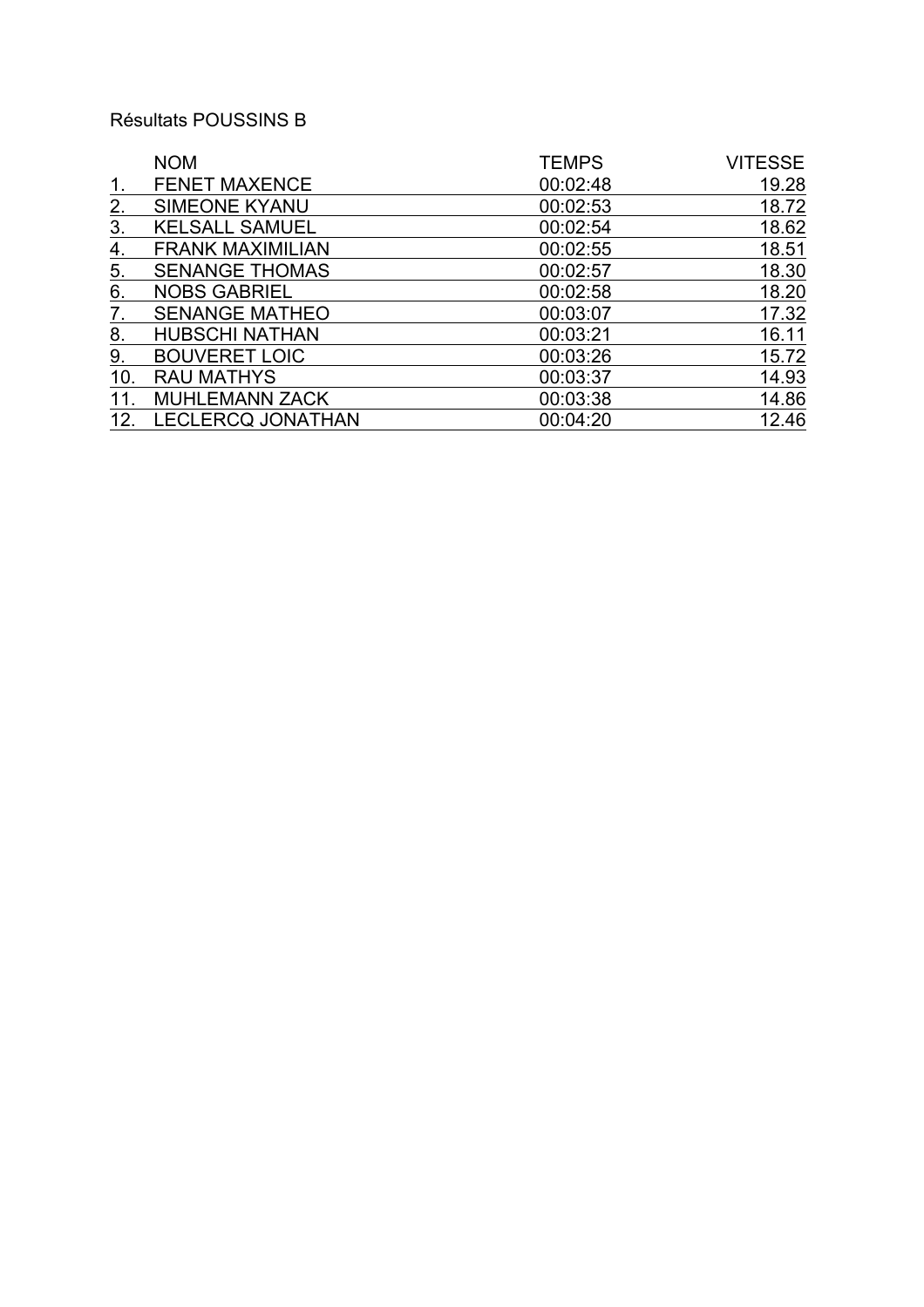Résultats POUSSINS B

| | NOM | TEMPS | VITESSE |
|---|---|---|---|
| 1. | FENET MAXENCE | 00:02:48 | 19.28 |
| 2. | SIMEONE KYANU | 00:02:53 | 18.72 |
| 3. | KELSALL SAMUEL | 00:02:54 | 18.62 |
| 4. | FRANK MAXIMILIAN | 00:02:55 | 18.51 |
| 5. | SENANGE THOMAS | 00:02:57 | 18.30 |
| 6. | NOBS GABRIEL | 00:02:58 | 18.20 |
| 7. | SENANGE MATHEO | 00:03:07 | 17.32 |
| 8. | HUBSCHI NATHAN | 00:03:21 | 16.11 |
| 9. | BOUVERET LOIC | 00:03:26 | 15.72 |
| 10. | RAU MATHYS | 00:03:37 | 14.93 |
| 11. | MUHLEMANN ZACK | 00:03:38 | 14.86 |
| 12. | LECLERCQ JONATHAN | 00:04:20 | 12.46 |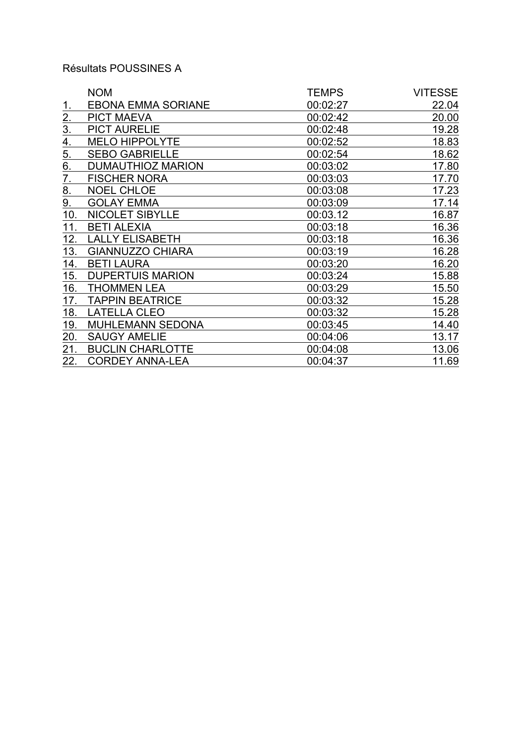Résultats POUSSINES A

|  | NOM | TEMPS | VITESSE |
|---|---|---|---|
| 1. | EBONA EMMA SORIANE | 00:02:27 | 22.04 |
| 2. | PICT MAEVA | 00:02:42 | 20.00 |
| 3. | PICT AURELIE | 00:02:48 | 19.28 |
| 4. | MELO HIPPOLYTE | 00:02:52 | 18.83 |
| 5. | SEBO GABRIELLE | 00:02:54 | 18.62 |
| 6. | DUMAUTHIOZ MARION | 00:03:02 | 17.80 |
| 7. | FISCHER NORA | 00:03:03 | 17.70 |
| 8. | NOEL CHLOE | 00:03:08 | 17.23 |
| 9. | GOLAY EMMA | 00:03:09 | 17.14 |
| 10. | NICOLET SIBYLLE | 00:03.12 | 16.87 |
| 11. | BETI ALEXIA | 00:03:18 | 16.36 |
| 12. | LALLY ELISABETH | 00:03:18 | 16.36 |
| 13. | GIANNUZZO CHIARA | 00:03:19 | 16.28 |
| 14. | BETI LAURA | 00:03:20 | 16.20 |
| 15. | DUPERTUIS MARION | 00:03:24 | 15.88 |
| 16. | THOMMEN LEA | 00:03:29 | 15.50 |
| 17. | TAPPIN BEATRICE | 00:03:32 | 15.28 |
| 18. | LATELLA CLEO | 00:03:32 | 15.28 |
| 19. | MUHLEMANN SEDONA | 00:03:45 | 14.40 |
| 20. | SAUGY AMELIE | 00:04:06 | 13.17 |
| 21. | BUCLIN CHARLOTTE | 00:04:08 | 13.06 |
| 22. | CORDEY ANNA-LEA | 00:04:37 | 11.69 |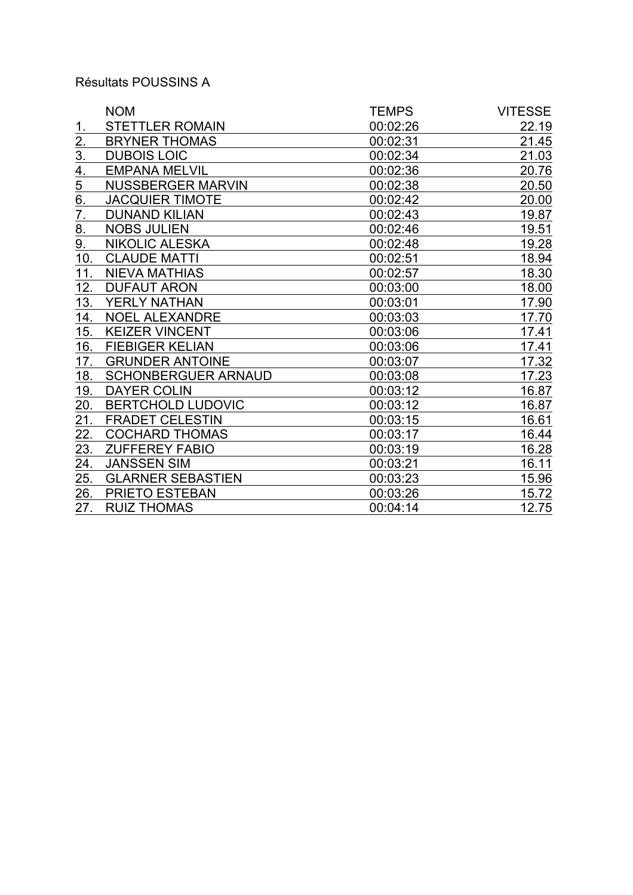Résultats POUSSINS A

|  | NOM | TEMPS | VITESSE |
|---|---|---|---|
| 1. | STETTLER ROMAIN | 00:02:26 | 22.19 |
| 2. | BRYNER THOMAS | 00:02:31 | 21.45 |
| 3. | DUBOIS LOIC | 00:02:34 | 21.03 |
| 4. | EMPANA MELVIL | 00:02:36 | 20.76 |
| 5 | NUSSBERGER MARVIN | 00:02:38 | 20.50 |
| 6. | JACQUIER TIMOTE | 00:02:42 | 20.00 |
| 7. | DUNAND KILIAN | 00:02:43 | 19.87 |
| 8. | NOBS JULIEN | 00:02:46 | 19.51 |
| 9. | NIKOLIC ALESKA | 00:02:48 | 19.28 |
| 10. | CLAUDE MATTI | 00:02:51 | 18.94 |
| 11. | NIEVA MATHIAS | 00:02:57 | 18.30 |
| 12. | DUFAUT ARON | 00:03:00 | 18.00 |
| 13. | YERLY NATHAN | 00:03:01 | 17.90 |
| 14. | NOEL ALEXANDRE | 00:03:03 | 17.70 |
| 15. | KEIZER VINCENT | 00:03:06 | 17.41 |
| 16. | FIEBIGER KELIAN | 00:03:06 | 17.41 |
| 17. | GRUNDER ANTOINE | 00:03:07 | 17.32 |
| 18. | SCHONBERGUER ARNAUD | 00:03:08 | 17.23 |
| 19. | DAYER COLIN | 00:03:12 | 16.87 |
| 20. | BERTCHOLD LUDOVIC | 00:03:12 | 16.87 |
| 21. | FRADET CELESTIN | 00:03:15 | 16.61 |
| 22. | COCHARD THOMAS | 00:03:17 | 16.44 |
| 23. | ZUFFEREY FABIO | 00:03:19 | 16.28 |
| 24. | JANSSEN SIM | 00:03:21 | 16.11 |
| 25. | GLARNER SEBASTIEN | 00:03:23 | 15.96 |
| 26. | PRIETO ESTEBAN | 00:03:26 | 15.72 |
| 27. | RUIZ THOMAS | 00:04:14 | 12.75 |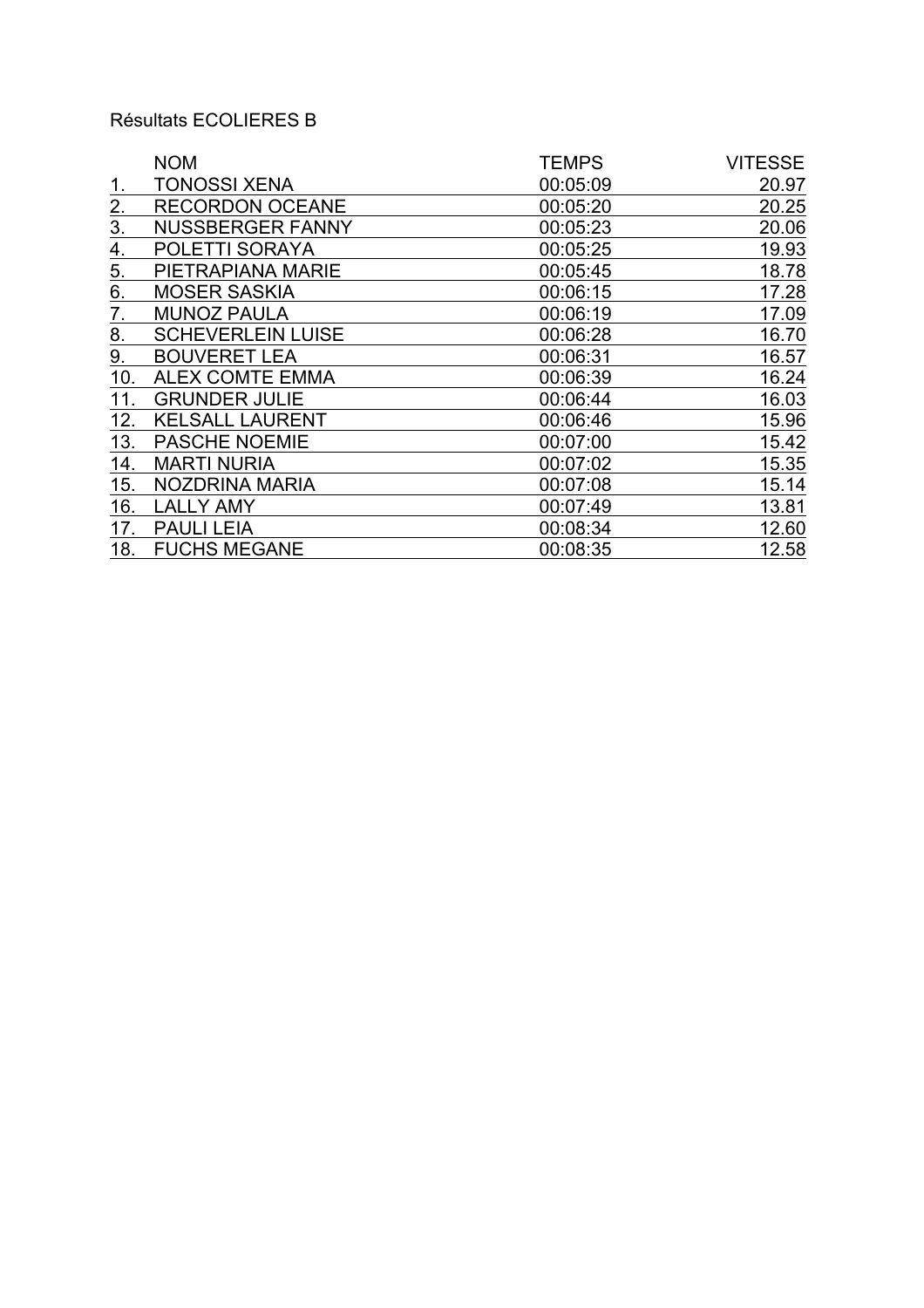Résultats ECOLIERES B

| | NOM | TEMPS | VITESSE |
|---|---|---|---|
| 1. | TONOSSI XENA | 00:05:09 | 20.97 |
| 2. | RECORDON OCEANE | 00:05:20 | 20.25 |
| 3. | NUSSBERGER FANNY | 00:05:23 | 20.06 |
| 4. | POLETTI SORAYA | 00:05:25 | 19.93 |
| 5. | PIETRAPIANA MARIE | 00:05:45 | 18.78 |
| 6. | MOSER SASKIA | 00:06:15 | 17.28 |
| 7. | MUNOZ PAULA | 00:06:19 | 17.09 |
| 8. | SCHEVERLEIN LUISE | 00:06:28 | 16.70 |
| 9. | BOUVERET LEA | 00:06:31 | 16.57 |
| 10. | ALEX COMTE EMMA | 00:06:39 | 16.24 |
| 11. | GRUNDER JULIE | 00:06:44 | 16.03 |
| 12. | KELSALL LAURENT | 00:06:46 | 15.96 |
| 13. | PASCHE NOEMIE | 00:07:00 | 15.42 |
| 14. | MARTI NURIA | 00:07:02 | 15.35 |
| 15. | NOZDRINA MARIA | 00:07:08 | 15.14 |
| 16. | LALLY AMY | 00:07:49 | 13.81 |
| 17. | PAULI LEIA | 00:08:34 | 12.60 |
| 18. | FUCHS MEGANE | 00:08:35 | 12.58 |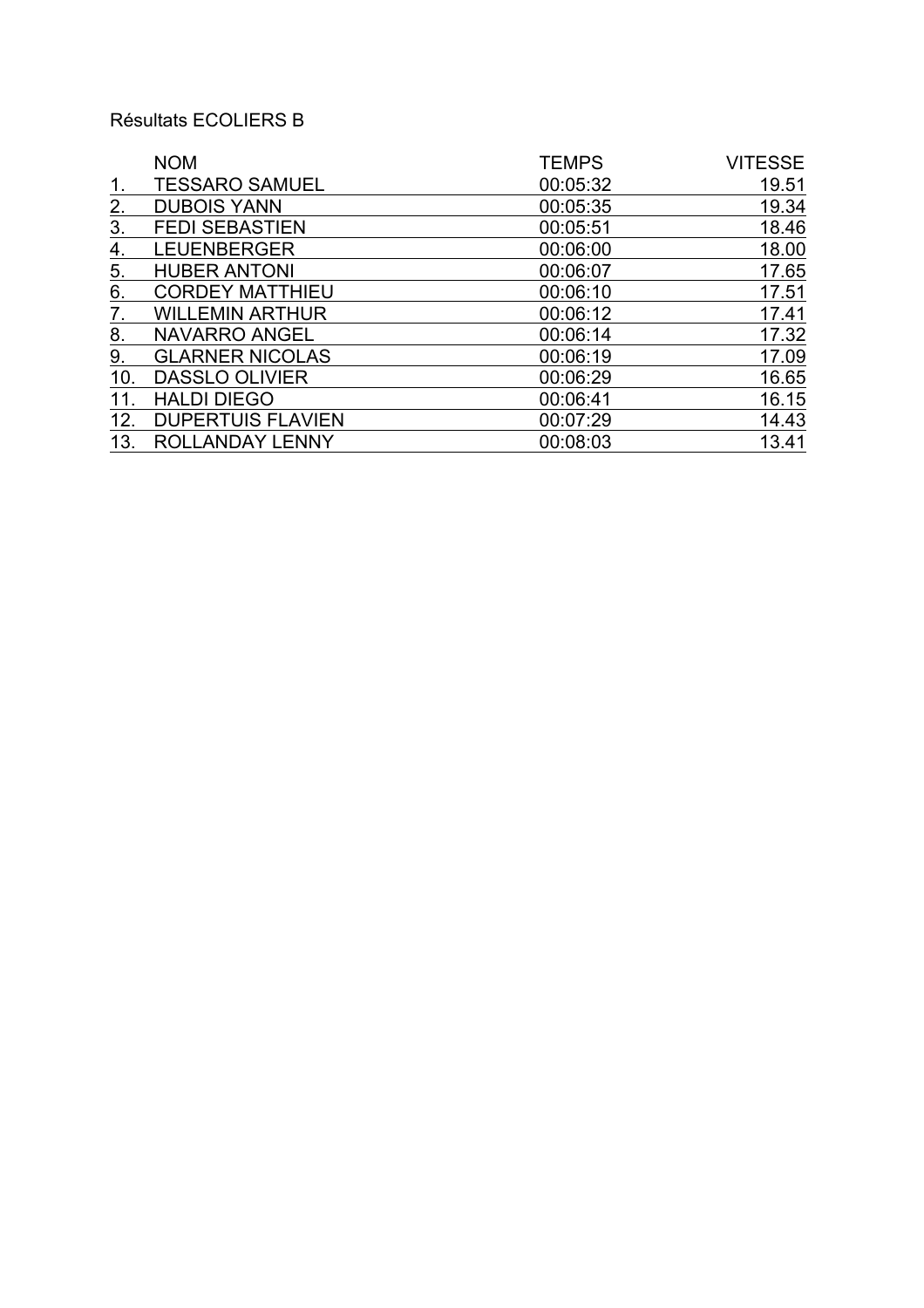Résultats ECOLIERS B

| | NOM | TEMPS | VITESSE |
|---|---|---|---|
| 1. | TESSARO SAMUEL | 00:05:32 | 19.51 |
| 2. | DUBOIS YANN | 00:05:35 | 19.34 |
| 3. | FEDI SEBASTIEN | 00:05:51 | 18.46 |
| 4. | LEUENBERGER | 00:06:00 | 18.00 |
| 5. | HUBER ANTONI | 00:06:07 | 17.65 |
| 6. | CORDEY MATTHIEU | 00:06:10 | 17.51 |
| 7. | WILLEMIN ARTHUR | 00:06:12 | 17.41 |
| 8. | NAVARRO ANGEL | 00:06:14 | 17.32 |
| 9. | GLARNER NICOLAS | 00:06:19 | 17.09 |
| 10. | DASSLO OLIVIER | 00:06:29 | 16.65 |
| 11. | HALDI DIEGO | 00:06:41 | 16.15 |
| 12. | DUPERTUIS FLAVIEN | 00:07:29 | 14.43 |
| 13. | ROLLANDAY LENNY | 00:08:03 | 13.41 |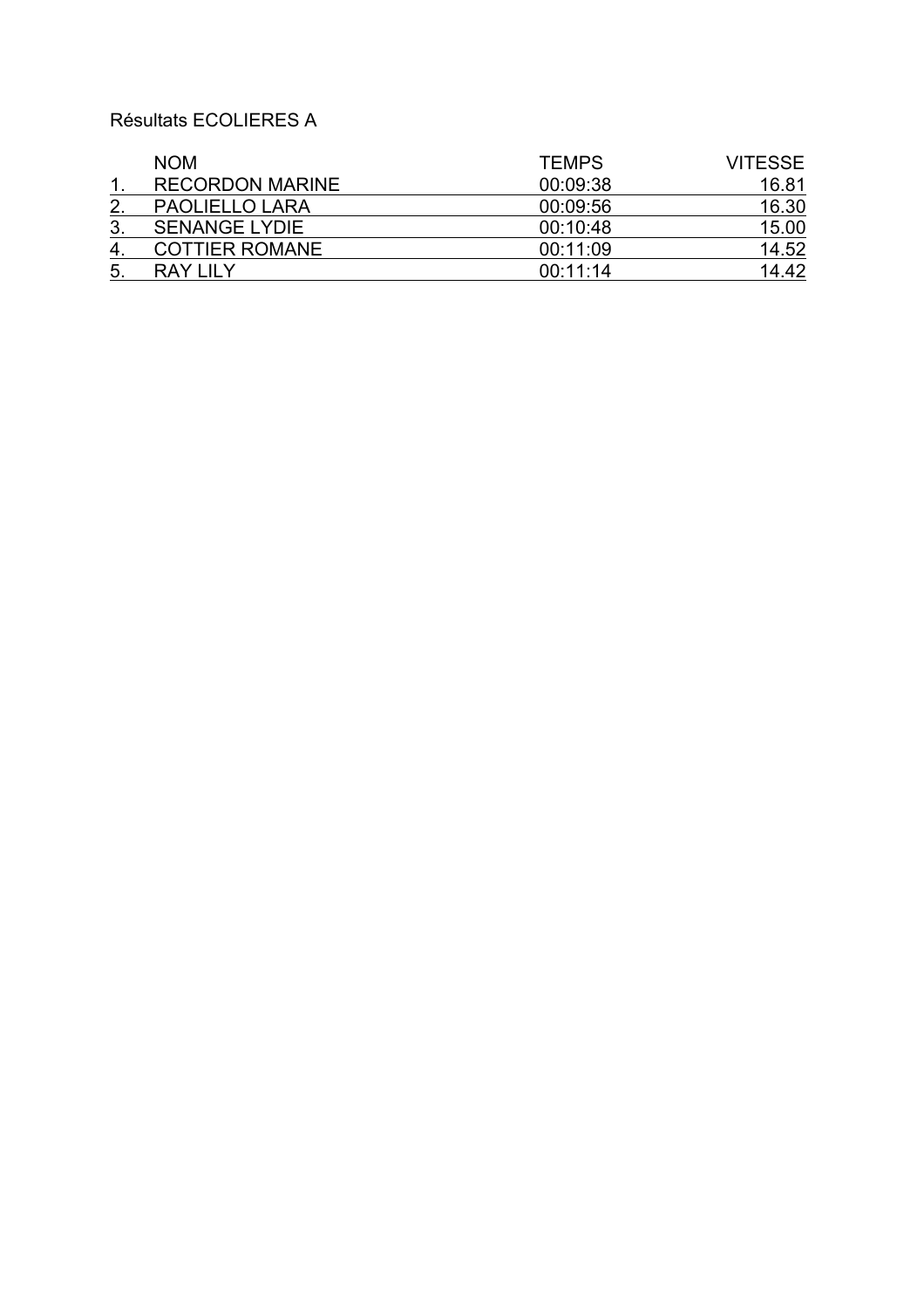Résultats ECOLIERES A

| | NOM | TEMPS | VITESSE |
|---|---|---|---|
| 1. | RECORDON MARINE | 00:09:38 | 16.81 |
| 2. | PAOLIELLO LARA | 00:09:56 | 16.30 |
| 3. | SENANGE LYDIE | 00:10:48 | 15.00 |
| 4. | COTTIER ROMANE | 00:11:09 | 14.52 |
| 5. | RAY LILY | 00:11:14 | 14.42 |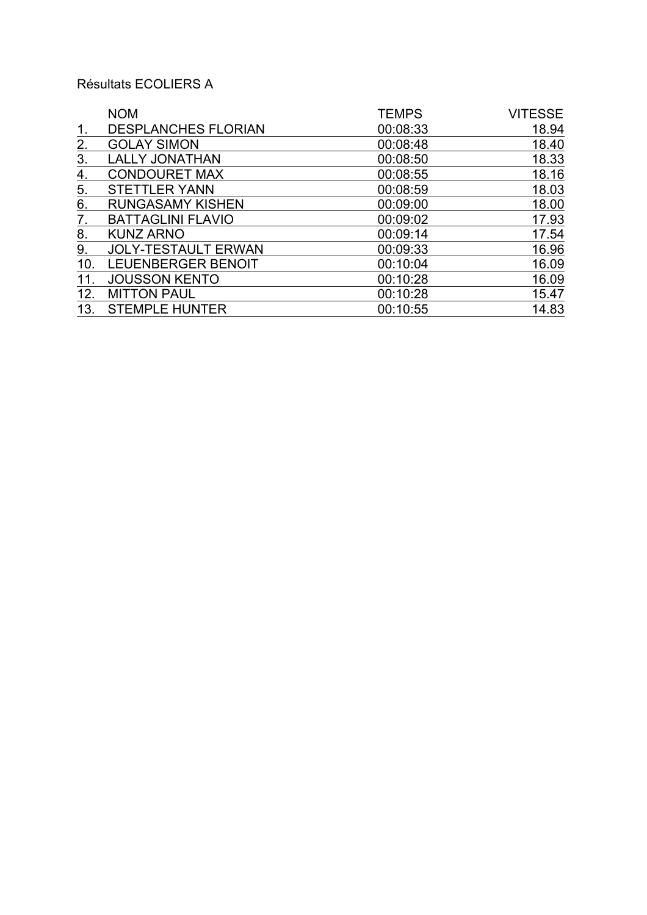Résultats ECOLIERS A

| | NOM | TEMPS | VITESSE |
|---|---|---|---|
| 1. | DESPLANCHES FLORIAN | 00:08:33 | 18.94 |
| 2. | GOLAY SIMON | 00:08:48 | 18.40 |
| 3. | LALLY JONATHAN | 00:08:50 | 18.33 |
| 4. | CONDOURET MAX | 00:08:55 | 18.16 |
| 5. | STETTLER YANN | 00:08:59 | 18.03 |
| 6. | RUNGASAMY KISHEN | 00:09:00 | 18.00 |
| 7. | BATTAGLINI FLAVIO | 00:09:02 | 17.93 |
| 8. | KUNZ ARNO | 00:09:14 | 17.54 |
| 9. | JOLY-TESTAULT ERWAN | 00:09:33 | 16.96 |
| 10. | LEUENBERGER BENOIT | 00:10:04 | 16.09 |
| 11. | JOUSSON KENTO | 00:10:28 | 16.09 |
| 12. | MITTON PAUL | 00:10:28 | 15.47 |
| 13. | STEMPLE HUNTER | 00:10:55 | 14.83 |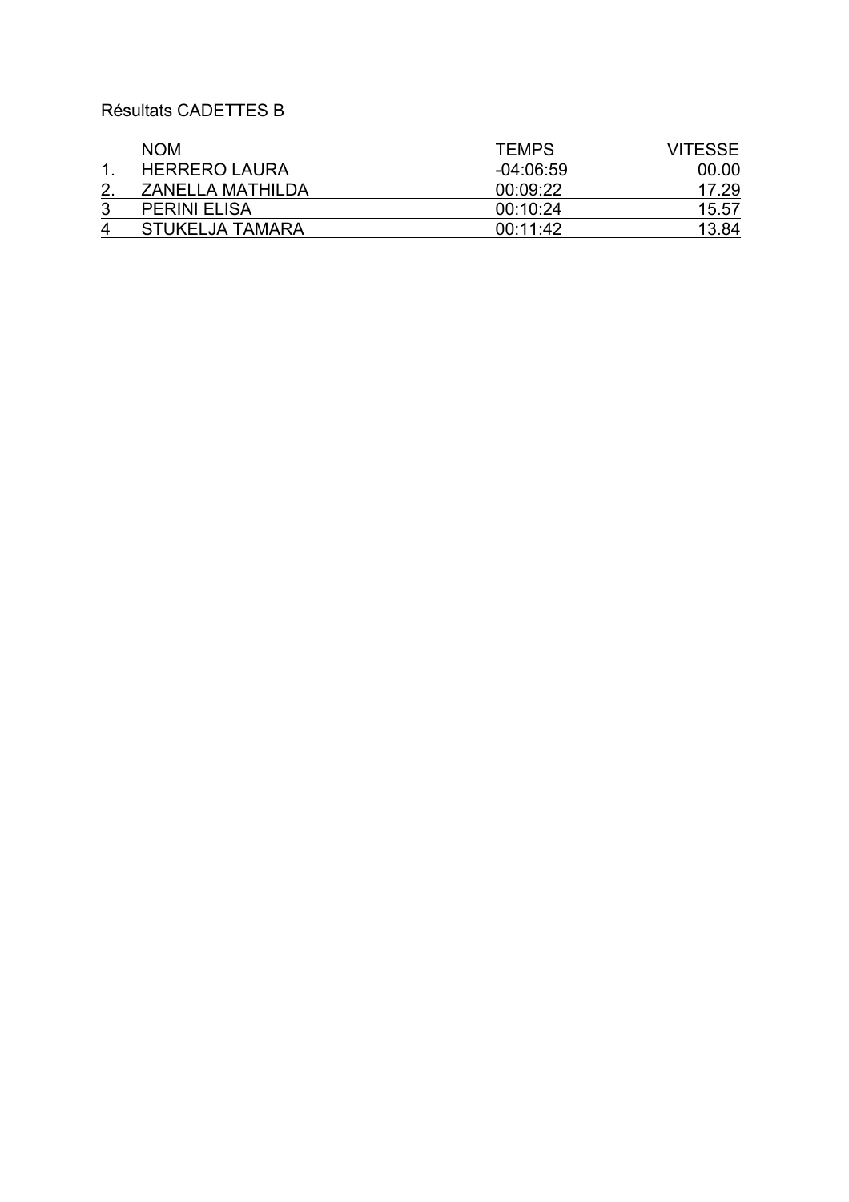Résultats CADETTES B

| | NOM | TEMPS | VITESSE |
|---|---|---|---|
| 1. | HERRERO LAURA | -04:06:59 | 00.00 |
| 2. | ZANELLA MATHILDA | 00:09:22 | 17.29 |
| 3 | PERINI ELISA | 00:10:24 | 15.57 |
| 4 | STUKELJA TAMARA | 00:11:42 | 13.84 |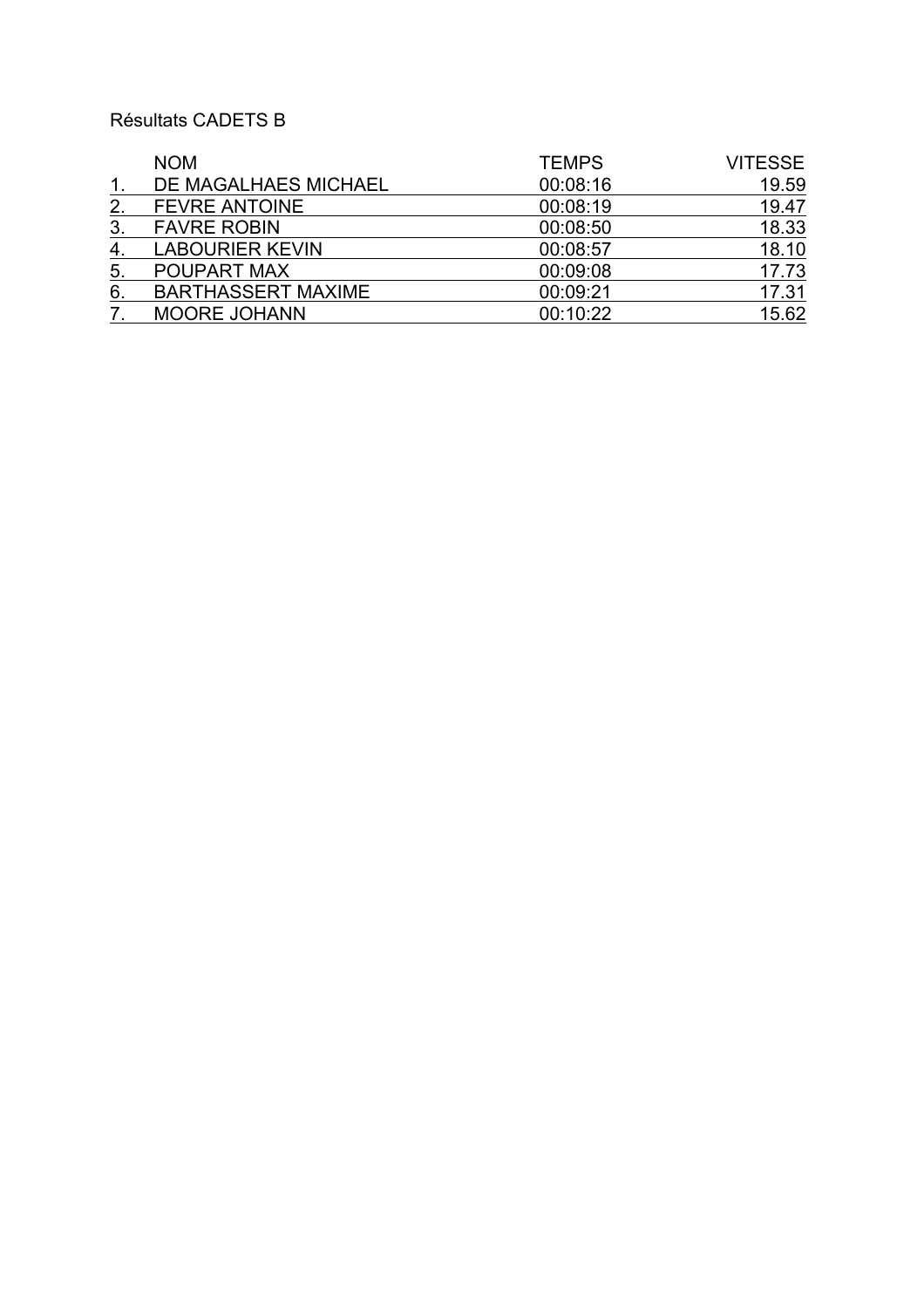Résultats CADETS B

| | NOM | TEMPS | VITESSE |
|---|---|---|---|
| 1. | DE MAGALHAES MICHAEL | 00:08:16 | 19.59 |
| 2. | FEVRE ANTOINE | 00:08:19 | 19.47 |
| 3. | FAVRE ROBIN | 00:08:50 | 18.33 |
| 4. | LABOURIER KEVIN | 00:08:57 | 18.10 |
| 5. | POUPART MAX | 00:09:08 | 17.73 |
| 6. | BARTHASSERT MAXIME | 00:09:21 | 17.31 |
| 7. | MOORE JOHANN | 00:10:22 | 15.62 |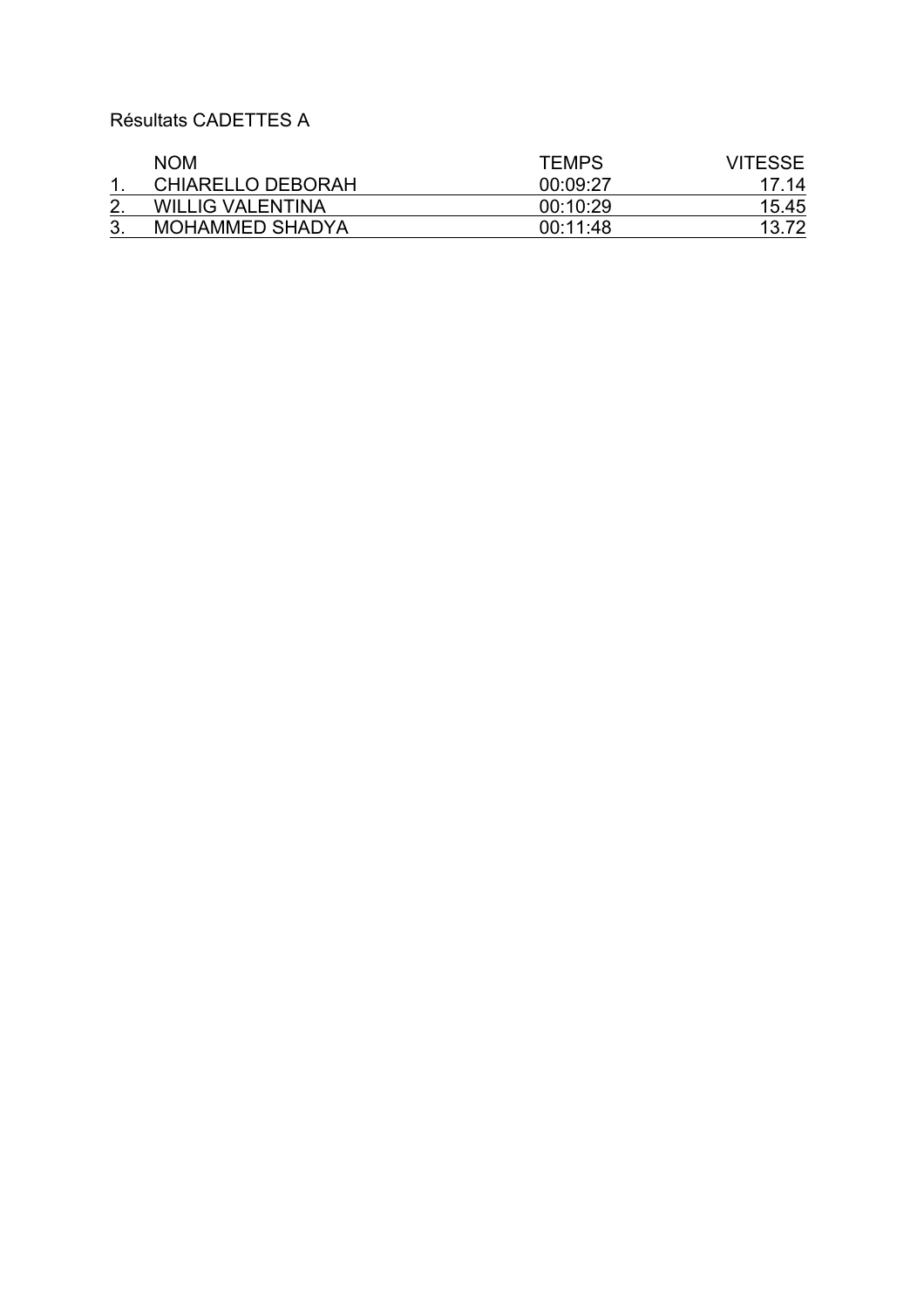Résultats CADETTES A

| | NOM | TEMPS | VITESSE |
|---|---|---|---|
| 1. | CHIARELLO DEBORAH | 00:09:27 | 17.14 |
| 2. | WILLIG VALENTINA | 00:10:29 | 15.45 |
| 3. | MOHAMMED SHADYA | 00:11:48 | 13.72 |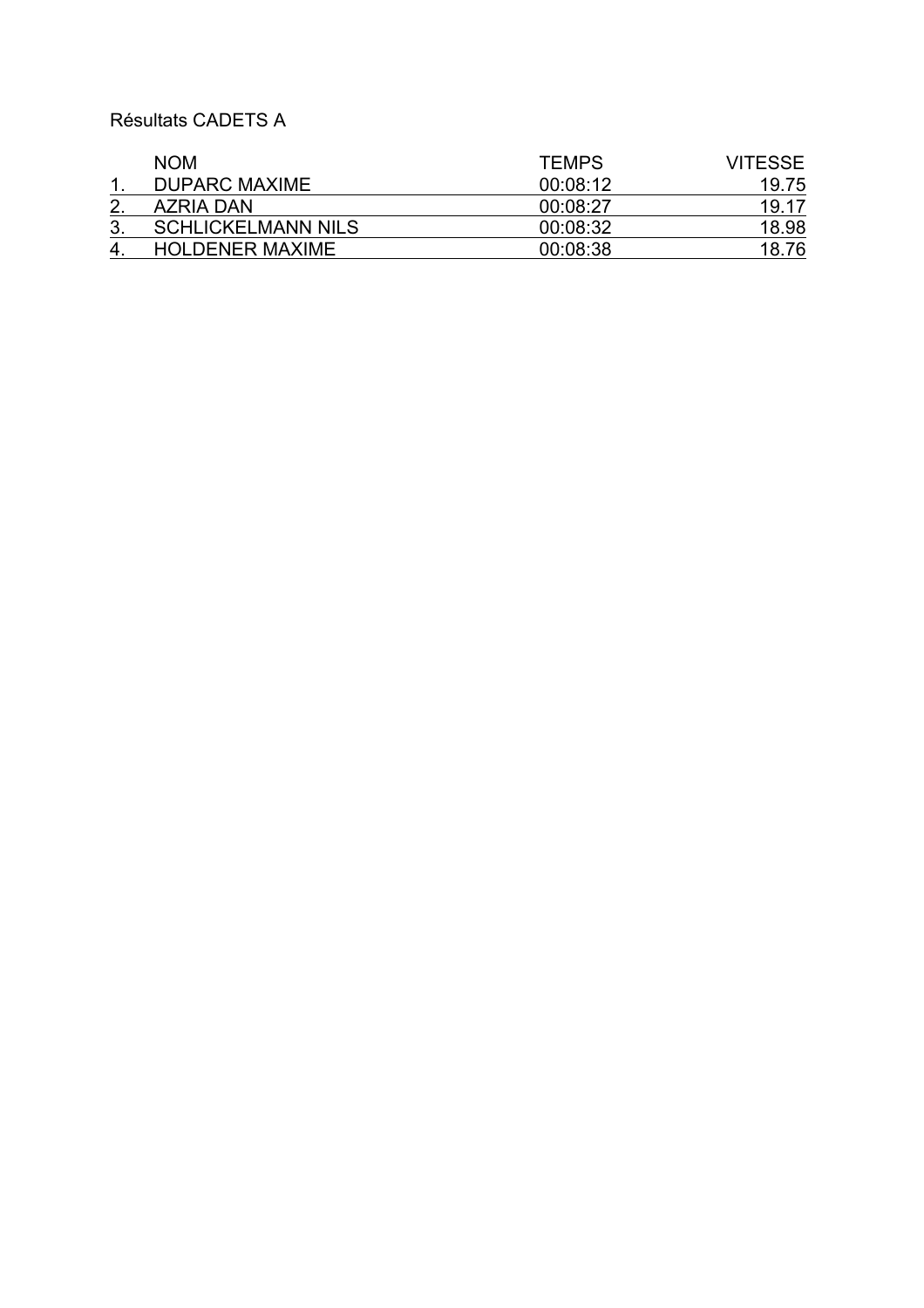Résultats CADETS A

| | NOM | TEMPS | VITESSE |
|---|---|---|---|
| 1. | DUPARC MAXIME | 00:08:12 | 19.75 |
| 2. | AZRIA DAN | 00:08:27 | 19.17 |
| 3. | SCHLICKELMANN NILS | 00:08:32 | 18.98 |
| 4. | HOLDENER MAXIME | 00:08:38 | 18.76 |